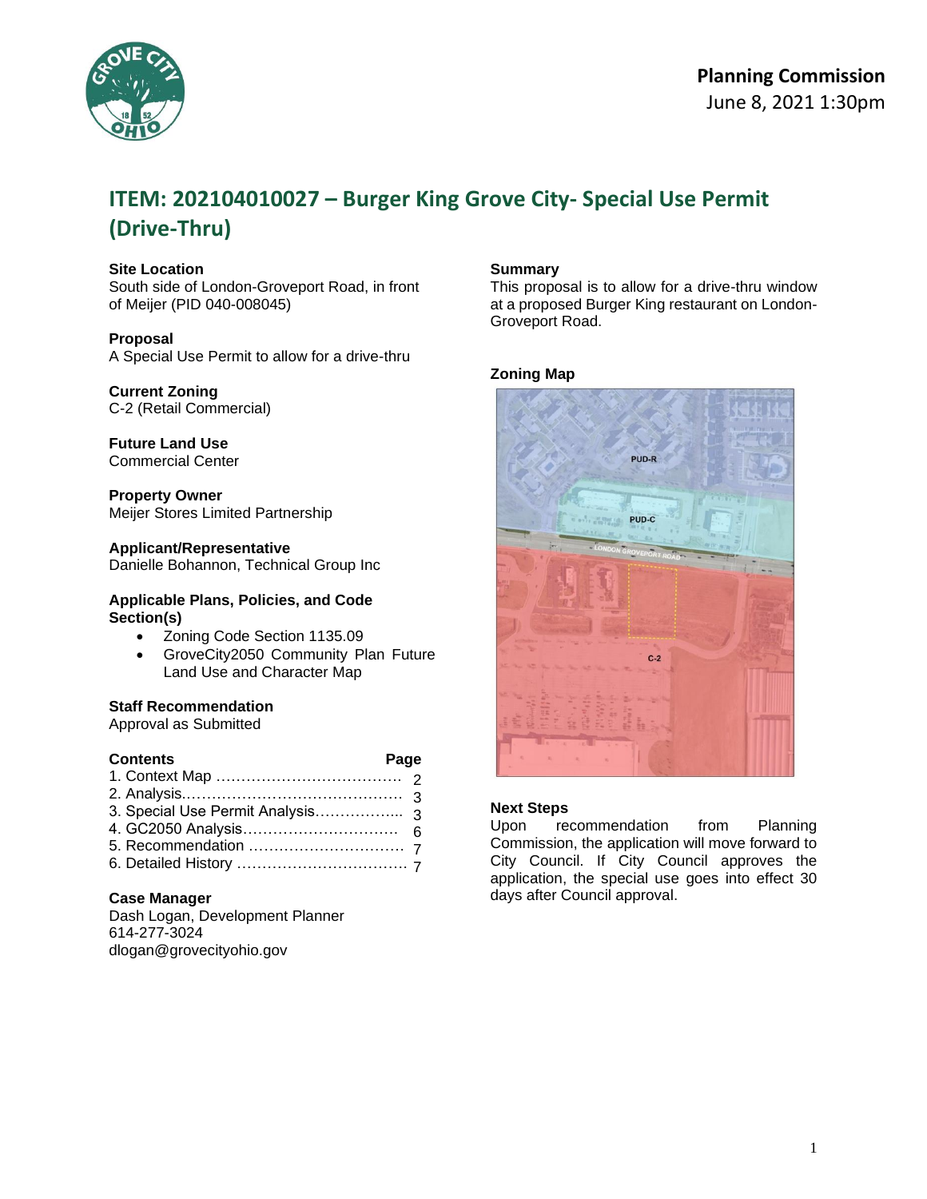**Planning Commission**
June 8, 2021 1:30pm

# ITEM: 202104010027 – Burger King Grove City- Special Use Permit (Drive-Thru)

**Site Location**
South side of London-Groveport Road, in front of Meijer (PID 040-008045)

**Proposal**
A Special Use Permit to allow for a drive-thru

**Current Zoning**
C-2 (Retail Commercial)

**Future Land Use**
Commercial Center

**Property Owner**
Meijer Stores Limited Partnership

**Applicant/Representative**
Danielle Bohannon, Technical Group Inc

**Applicable Plans, Policies, and Code Section(s)**

- Zoning Code Section 1135.09
- GroveCity2050 Community Plan Future Land Use and Character Map

**Staff Recommendation**
Approval as Submitted

| **Contents** | **Page** |
|---|---|
| 1. Context Map | 2 |
| 2. Analysis | 3 |
| 3. Special Use Permit Analysis | 3 |
| 4. GC2050 Analysis | 6 |
| 5. Recommendation | 7 |
| 6. Detailed History | 7 |

**Case Manager**
Dash Logan, Development Planner
614-277-3024
dlogan@grovecityohio.gov

**Summary**
This proposal is to allow for a drive-thru window at a proposed Burger King restaurant on London-Groveport Road.

**Zoning Map**

**Next Steps**
Upon recommendation from Planning Commission, the application will move forward to City Council. If City Council approves the application, the special use goes into effect 30 days after Council approval.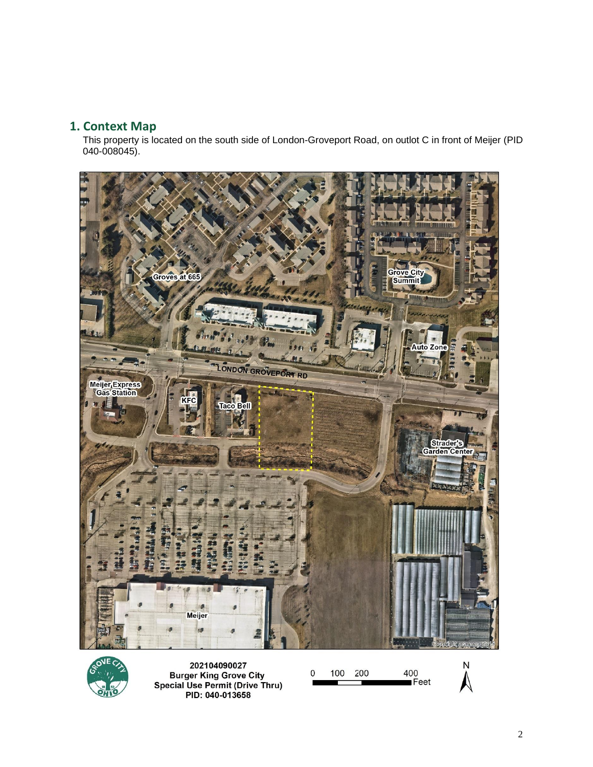## 1. Context Map

This property is located on the south side of London-Groveport Road, on outlot C in front of Meijer (PID 040-008045).

Groves at 665

Grove City Summit

Auto Zone

LONDON GROVEPORT RD

Meijer Express Gas Station

KFC

Taco Bell

Strader's Garden Center

Meijer

Copyright nearmap 2015

**202104090027**
**Burger King Grove City**
**Special Use Permit (Drive Thru)**
**PID: 040-013658**

0 100 200 400 Feet

N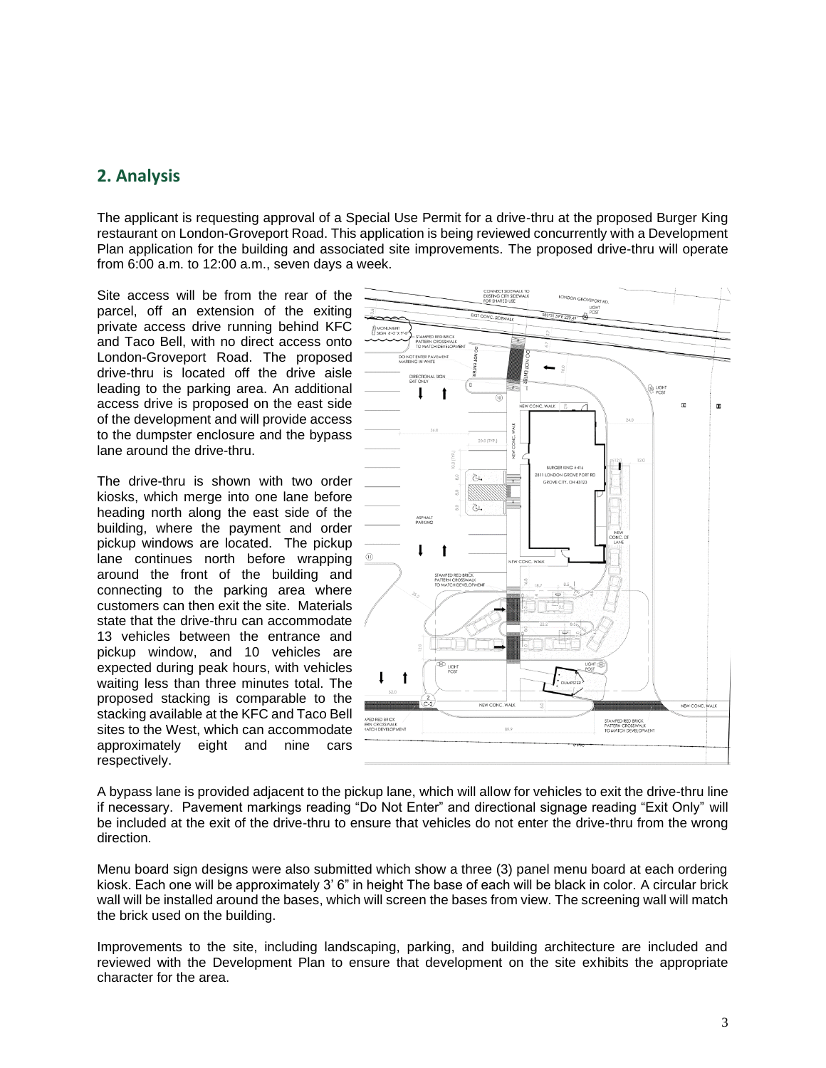## 2. Analysis

The applicant is requesting approval of a Special Use Permit for a drive-thru at the proposed Burger King restaurant on London-Groveport Road. This application is being reviewed concurrently with a Development Plan application for the building and associated site improvements. The proposed drive-thru will operate from 6:00 a.m. to 12:00 a.m., seven days a week.

Site access will be from the rear of the parcel, off an extension of the exiting private access drive running behind KFC and Taco Bell, with no direct access onto London-Groveport Road. The proposed drive-thru is located off the drive aisle leading to the parking area. An additional access drive is proposed on the east side of the development and will provide access to the dumpster enclosure and the bypass lane around the drive-thru.

The drive-thru is shown with two order kiosks, which merge into one lane before heading north along the east side of the building, where the payment and order pickup windows are located. The pickup lane continues north before wrapping around the front of the building and connecting to the parking area where customers can then exit the site. Materials state that the drive-thru can accommodate 13 vehicles between the entrance and pickup window, and 10 vehicles are expected during peak hours, with vehicles waiting less than three minutes total. The proposed stacking is comparable to the stacking available at the KFC and Taco Bell sites to the West, which can accommodate approximately eight and nine cars respectively.

A bypass lane is provided adjacent to the pickup lane, which will allow for vehicles to exit the drive-thru line if necessary. Pavement markings reading "Do Not Enter" and directional signage reading "Exit Only" will be included at the exit of the drive-thru to ensure that vehicles do not enter the drive-thru from the wrong direction.

Menu board sign designs were also submitted which show a three (3) panel menu board at each ordering kiosk. Each one will be approximately 3' 6" in height The base of each will be black in color. A circular brick wall will be installed around the bases, which will screen the bases from view. The screening wall will match the brick used on the building.

Improvements to the site, including landscaping, parking, and building architecture are included and reviewed with the Development Plan to ensure that development on the site exhibits the appropriate character for the area.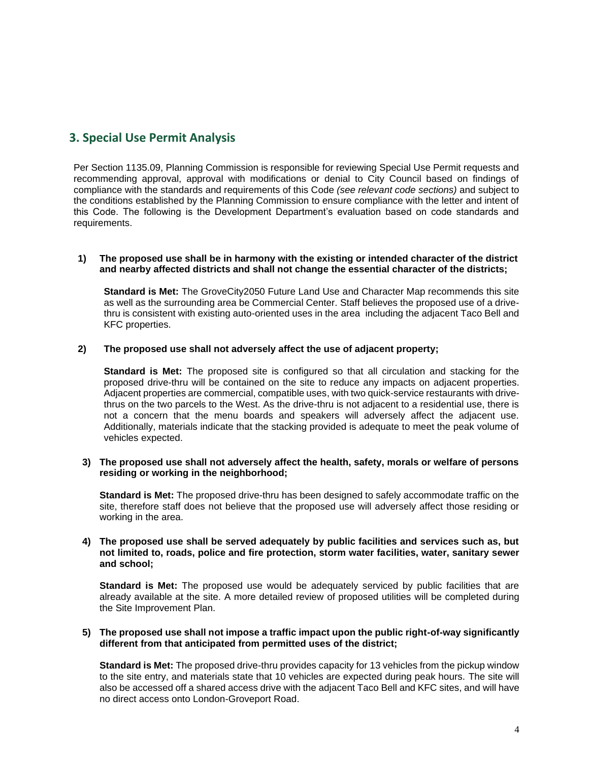## 3. Special Use Permit Analysis

Per Section 1135.09, Planning Commission is responsible for reviewing Special Use Permit requests and recommending approval, approval with modifications or denial to City Council based on findings of compliance with the standards and requirements of this Code *(see relevant code sections)* and subject to the conditions established by the Planning Commission to ensure compliance with the letter and intent of this Code. The following is the Development Department's evaluation based on code standards and requirements.

1) **The proposed use shall be in harmony with the existing or intended character of the district and nearby affected districts and shall not change the essential character of the districts;**

   **Standard is Met:** The GroveCity2050 Future Land Use and Character Map recommends this site as well as the surrounding area be Commercial Center. Staff believes the proposed use of a drive-thru is consistent with existing auto-oriented uses in the area including the adjacent Taco Bell and KFC properties.

2) **The proposed use shall not adversely affect the use of adjacent property;**

   **Standard is Met:** The proposed site is configured so that all circulation and stacking for the proposed drive-thru will be contained on the site to reduce any impacts on adjacent properties. Adjacent properties are commercial, compatible uses, with two quick-service restaurants with drive-thrus on the two parcels to the West. As the drive-thru is not adjacent to a residential use, there is not a concern that the menu boards and speakers will adversely affect the adjacent use. Additionally, materials indicate that the stacking provided is adequate to meet the peak volume of vehicles expected.

3) **The proposed use shall not adversely affect the health, safety, morals or welfare of persons residing or working in the neighborhood;**

   **Standard is Met:** The proposed drive-thru has been designed to safely accommodate traffic on the site, therefore staff does not believe that the proposed use will adversely affect those residing or working in the area.

4) **The proposed use shall be served adequately by public facilities and services such as, but not limited to, roads, police and fire protection, storm water facilities, water, sanitary sewer and school;**

   **Standard is Met:** The proposed use would be adequately serviced by public facilities that are already available at the site. A more detailed review of proposed utilities will be completed during the Site Improvement Plan.

5) **The proposed use shall not impose a traffic impact upon the public right-of-way significantly different from that anticipated from permitted uses of the district;**

   **Standard is Met:** The proposed drive-thru provides capacity for 13 vehicles from the pickup window to the site entry, and materials state that 10 vehicles are expected during peak hours. The site will also be accessed off a shared access drive with the adjacent Taco Bell and KFC sites, and will have no direct access onto London-Groveport Road.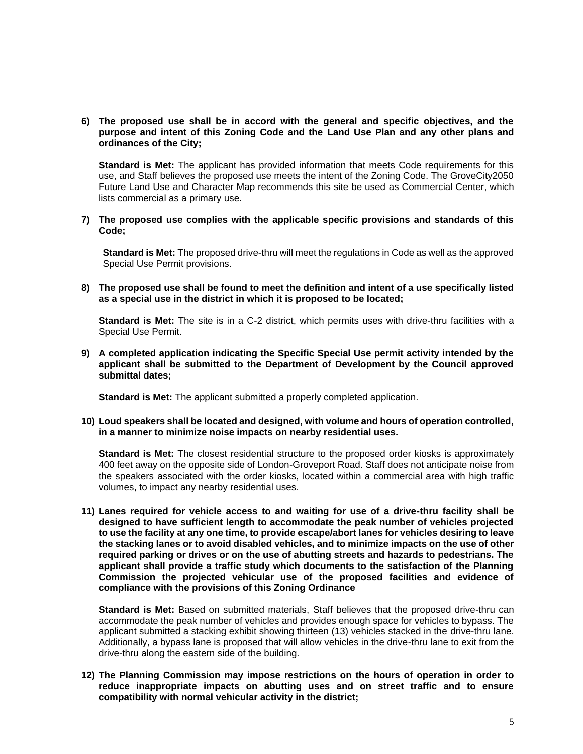**6) The proposed use shall be in accord with the general and specific objectives, and the purpose and intent of this Zoning Code and the Land Use Plan and any other plans and ordinances of the City;**

**Standard is Met:** The applicant has provided information that meets Code requirements for this use, and Staff believes the proposed use meets the intent of the Zoning Code. The GroveCity2050 Future Land Use and Character Map recommends this site be used as Commercial Center, which lists commercial as a primary use.

**7) The proposed use complies with the applicable specific provisions and standards of this Code;**

**Standard is Met:** The proposed drive-thru will meet the regulations in Code as well as the approved Special Use Permit provisions.

**8) The proposed use shall be found to meet the definition and intent of a use specifically listed as a special use in the district in which it is proposed to be located;**

**Standard is Met:** The site is in a C-2 district, which permits uses with drive-thru facilities with a Special Use Permit.

**9) A completed application indicating the Specific Special Use permit activity intended by the applicant shall be submitted to the Department of Development by the Council approved submittal dates;**

**Standard is Met:** The applicant submitted a properly completed application.

**10) Loud speakers shall be located and designed, with volume and hours of operation controlled, in a manner to minimize noise impacts on nearby residential uses.**

**Standard is Met:** The closest residential structure to the proposed order kiosks is approximately 400 feet away on the opposite side of London-Groveport Road. Staff does not anticipate noise from the speakers associated with the order kiosks, located within a commercial area with high traffic volumes, to impact any nearby residential uses.

**11) Lanes required for vehicle access to and waiting for use of a drive-thru facility shall be designed to have sufficient length to accommodate the peak number of vehicles projected to use the facility at any one time, to provide escape/abort lanes for vehicles desiring to leave the stacking lanes or to avoid disabled vehicles, and to minimize impacts on the use of other required parking or drives or on the use of abutting streets and hazards to pedestrians. The applicant shall provide a traffic study which documents to the satisfaction of the Planning Commission the projected vehicular use of the proposed facilities and evidence of compliance with the provisions of this Zoning Ordinance**

**Standard is Met:** Based on submitted materials, Staff believes that the proposed drive-thru can accommodate the peak number of vehicles and provides enough space for vehicles to bypass. The applicant submitted a stacking exhibit showing thirteen (13) vehicles stacked in the drive-thru lane. Additionally, a bypass lane is proposed that will allow vehicles in the drive-thru lane to exit from the drive-thru along the eastern side of the building.

**12) The Planning Commission may impose restrictions on the hours of operation in order to reduce inappropriate impacts on abutting uses and on street traffic and to ensure compatibility with normal vehicular activity in the district;**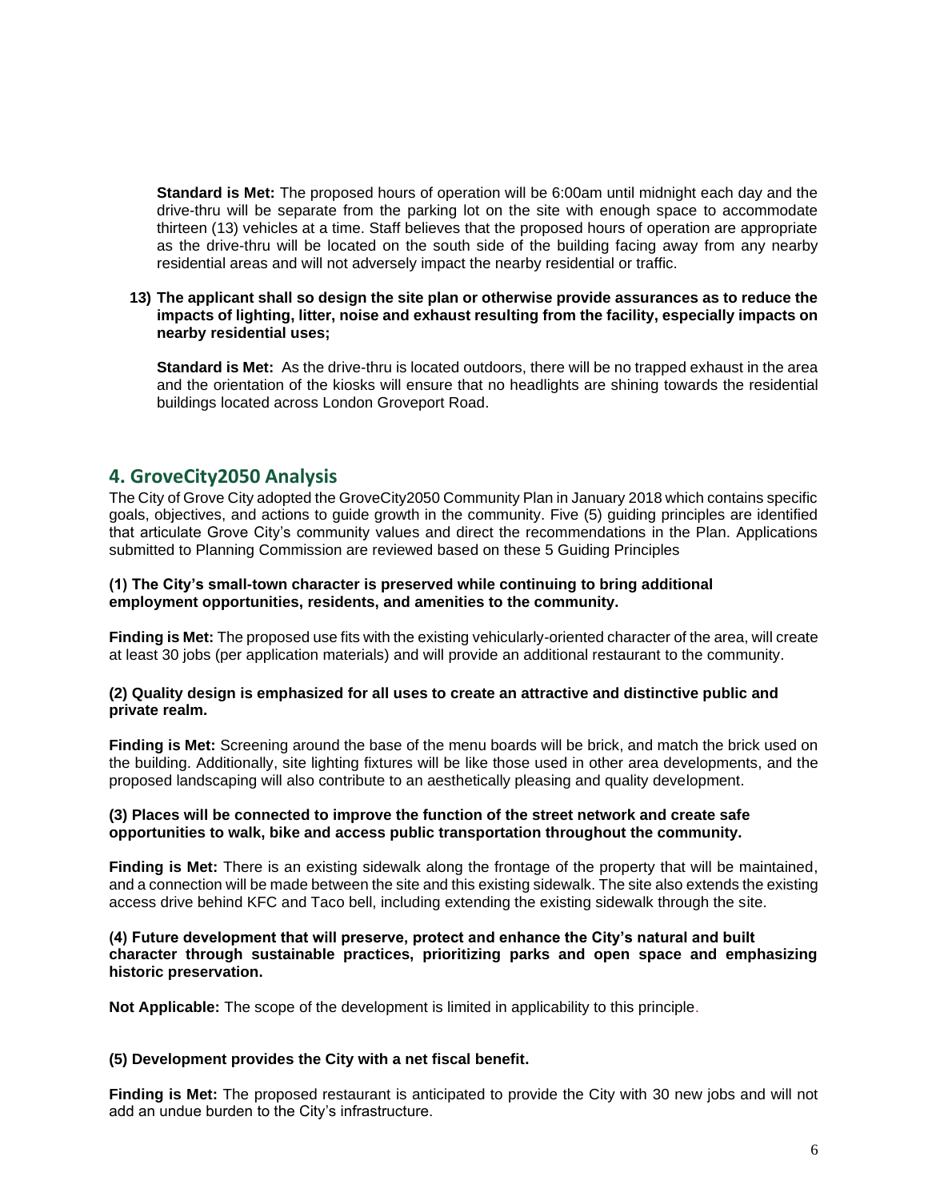**Standard is Met:** The proposed hours of operation will be 6:00am until midnight each day and the drive-thru will be separate from the parking lot on the site with enough space to accommodate thirteen (13) vehicles at a time. Staff believes that the proposed hours of operation are appropriate as the drive-thru will be located on the south side of the building facing away from any nearby residential areas and will not adversely impact the nearby residential or traffic.

**13) The applicant shall so design the site plan or otherwise provide assurances as to reduce the impacts of lighting, litter, noise and exhaust resulting from the facility, especially impacts on nearby residential uses;**

**Standard is Met:** As the drive-thru is located outdoors, there will be no trapped exhaust in the area and the orientation of the kiosks will ensure that no headlights are shining towards the residential buildings located across London Groveport Road.

## 4. GroveCity2050 Analysis

The City of Grove City adopted the GroveCity2050 Community Plan in January 2018 which contains specific goals, objectives, and actions to guide growth in the community. Five (5) guiding principles are identified that articulate Grove City's community values and direct the recommendations in the Plan. Applications submitted to Planning Commission are reviewed based on these 5 Guiding Principles

**(1) The City's small-town character is preserved while continuing to bring additional employment opportunities, residents, and amenities to the community.**

**Finding is Met:** The proposed use fits with the existing vehicularly-oriented character of the area, will create at least 30 jobs (per application materials) and will provide an additional restaurant to the community.

**(2) Quality design is emphasized for all uses to create an attractive and distinctive public and private realm.**

**Finding is Met:** Screening around the base of the menu boards will be brick, and match the brick used on the building. Additionally, site lighting fixtures will be like those used in other area developments, and the proposed landscaping will also contribute to an aesthetically pleasing and quality development.

**(3) Places will be connected to improve the function of the street network and create safe opportunities to walk, bike and access public transportation throughout the community.**

**Finding is Met:** There is an existing sidewalk along the frontage of the property that will be maintained, and a connection will be made between the site and this existing sidewalk. The site also extends the existing access drive behind KFC and Taco bell, including extending the existing sidewalk through the site.

**(4) Future development that will preserve, protect and enhance the City's natural and built character through sustainable practices, prioritizing parks and open space and emphasizing historic preservation.**

**Not Applicable:** The scope of the development is limited in applicability to this principle.

**(5) Development provides the City with a net fiscal benefit.**

**Finding is Met:** The proposed restaurant is anticipated to provide the City with 30 new jobs and will not add an undue burden to the City's infrastructure.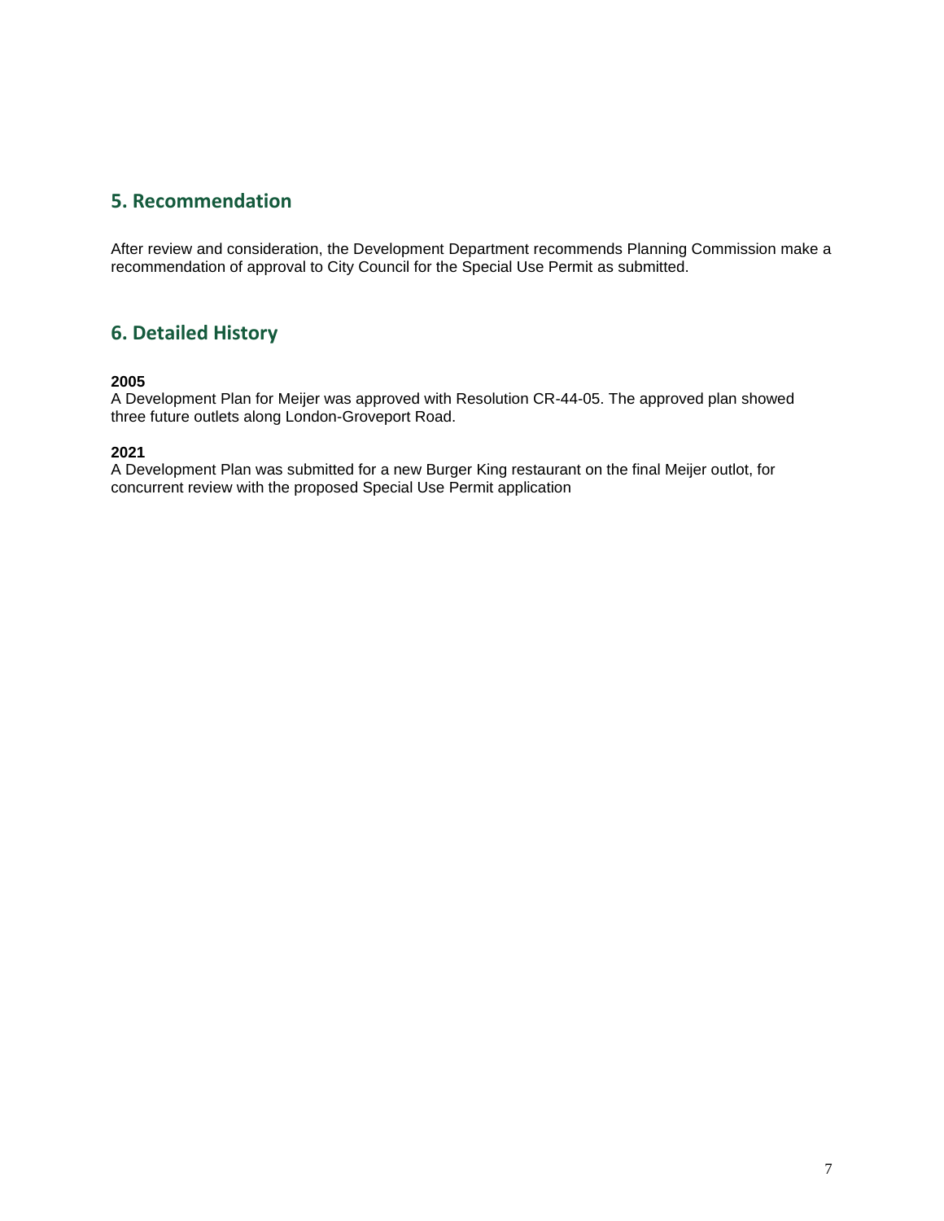## 5. Recommendation

After review and consideration, the Development Department recommends Planning Commission make a recommendation of approval to City Council for the Special Use Permit as submitted.

## 6. Detailed History

**2005**
A Development Plan for Meijer was approved with Resolution CR-44-05. The approved plan showed three future outlets along London-Groveport Road.

**2021**
A Development Plan was submitted for a new Burger King restaurant on the final Meijer outlot, for concurrent review with the proposed Special Use Permit application